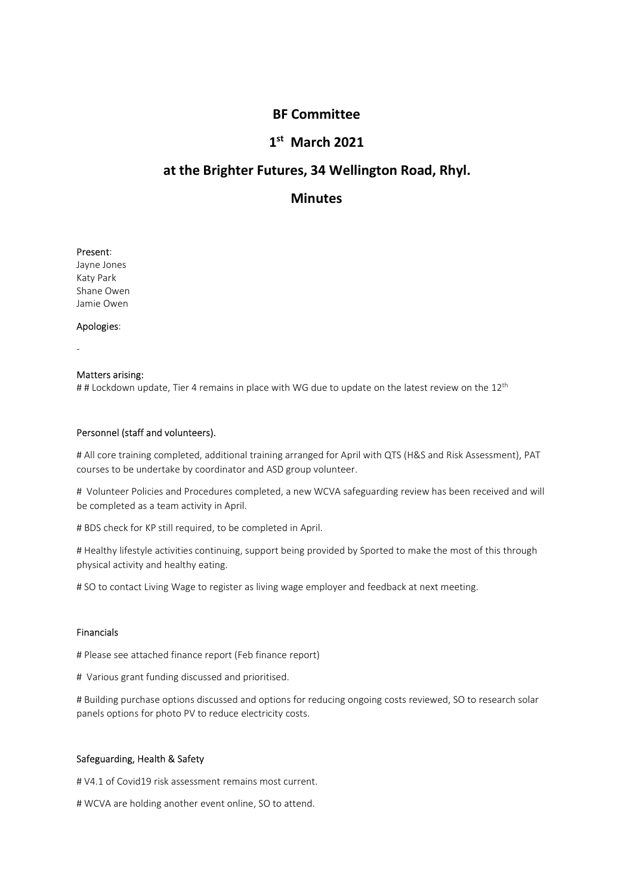# BF Committee

# 1st March 2021

# at the Brighter Futures, 34 Wellington Road, Rhyl.

# Minutes

**Present**:
Jayne Jones
Katy Park
Shane Owen
Jamie Owen

**Apologies**:

-

**Matters arising:**
# # Lockdown update, Tier 4 remains in place with WG due to update on the latest review on the 12th

**Personnel (staff and volunteers).**

# All core training completed, additional training arranged for April with QTS (H&S and Risk Assessment), PAT courses to be undertake by coordinator and ASD group volunteer.

# Volunteer Policies and Procedures completed, a new WCVA safeguarding review has been received and will be completed as a team activity in April.

# BDS check for KP still required, to be completed in April.

# Healthy lifestyle activities continuing, support being provided by Sported to make the most of this through physical activity and healthy eating.

# SO to contact Living Wage to register as living wage employer and feedback at next meeting.

**Financials**

# Please see attached finance report (Feb finance report)

# Various grant funding discussed and prioritised.

# Building purchase options discussed and options for reducing ongoing costs reviewed, SO to research solar panels options for photo PV to reduce electricity costs.

**Safeguarding, Health & Safety**

# V4.1 of Covid19 risk assessment remains most current.

# WCVA are holding another event online, SO to attend.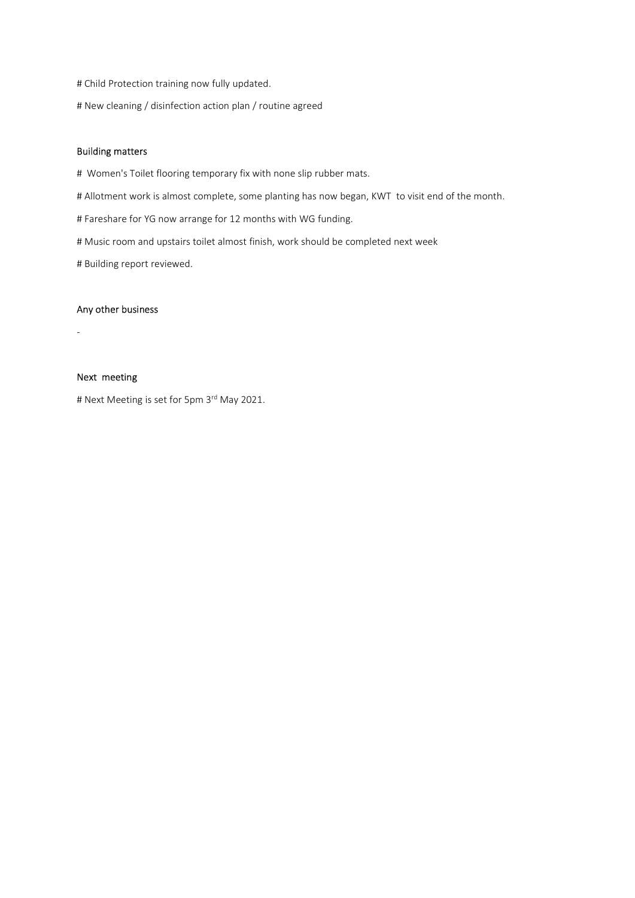# Child Protection training now fully updated.

# New cleaning / disinfection action plan / routine agreed

## Building matters

# Women's Toilet flooring temporary fix with none slip rubber mats.

# Allotment work is almost complete, some planting has now began, KWT to visit end of the month.

# Fareshare for YG now arrange for 12 months with WG funding.

# Music room and upstairs toilet almost finish, work should be completed next week

# Building report reviewed.

## Any other business

-

## Next meeting

# Next Meeting is set for 5pm 3rd May 2021.